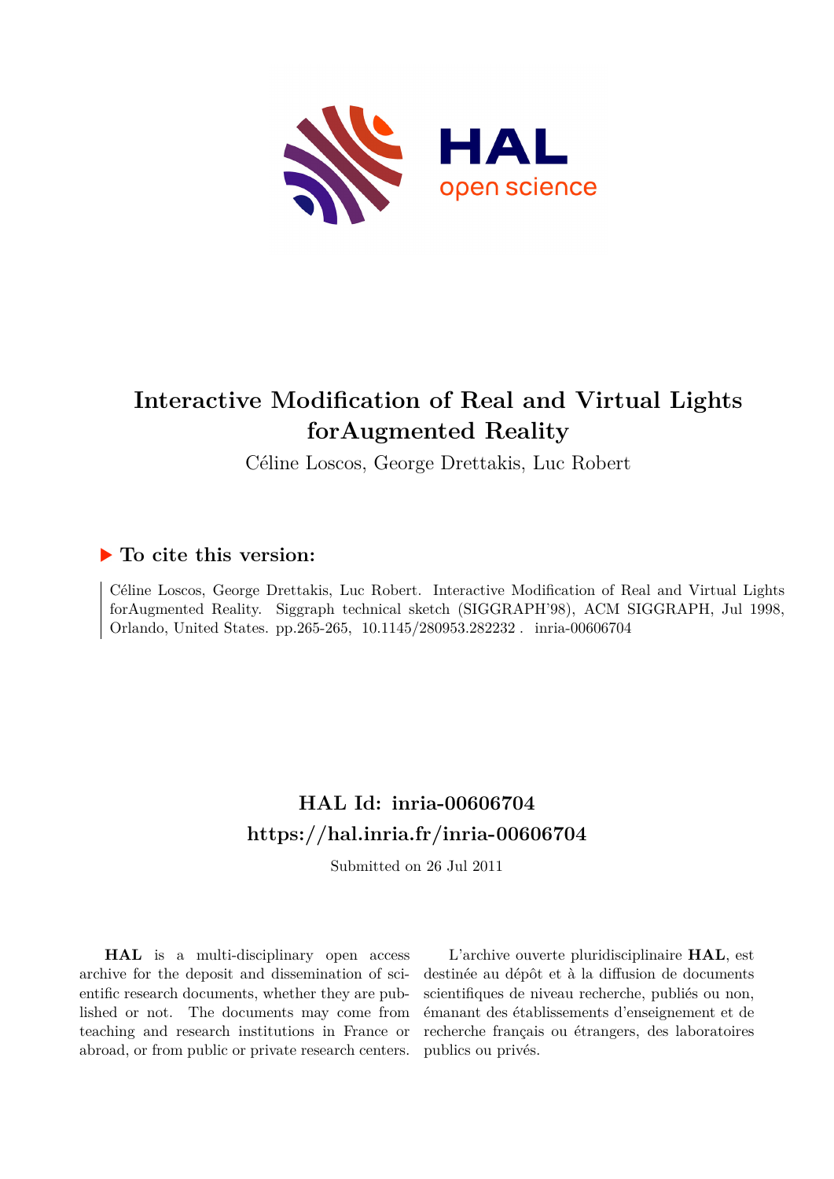# Interactive Modification of Real and Virtual Lights forAugmented Reality

Céline Loscos, George Drettakis, Luc Robert

## ▶ To cite this version:

Céline Loscos, George Drettakis, Luc Robert. Interactive Modification of Real and Virtual Lights forAugmented Reality. Siggraph technical sketch (SIGGRAPH'98), ACM SIGGRAPH, Jul 1998, Orlando, United States. pp.265-265, 10.1145/280953.282232. inria-00606704

## HAL Id: inria-00606704

## https://hal.inria.fr/inria-00606704

Submitted on 26 Jul 2011

**HAL** is a multi-disciplinary open access archive for the deposit and dissemination of scientific research documents, whether they are published or not. The documents may come from teaching and research institutions in France or abroad, or from public or private research centers.

L'archive ouverte pluridisciplinaire **HAL**, est destinée au dépôt et à la diffusion de documents scientifiques de niveau recherche, publiés ou non, émanant des établissements d'enseignement et de recherche français ou étrangers, des laboratoires publics ou privés.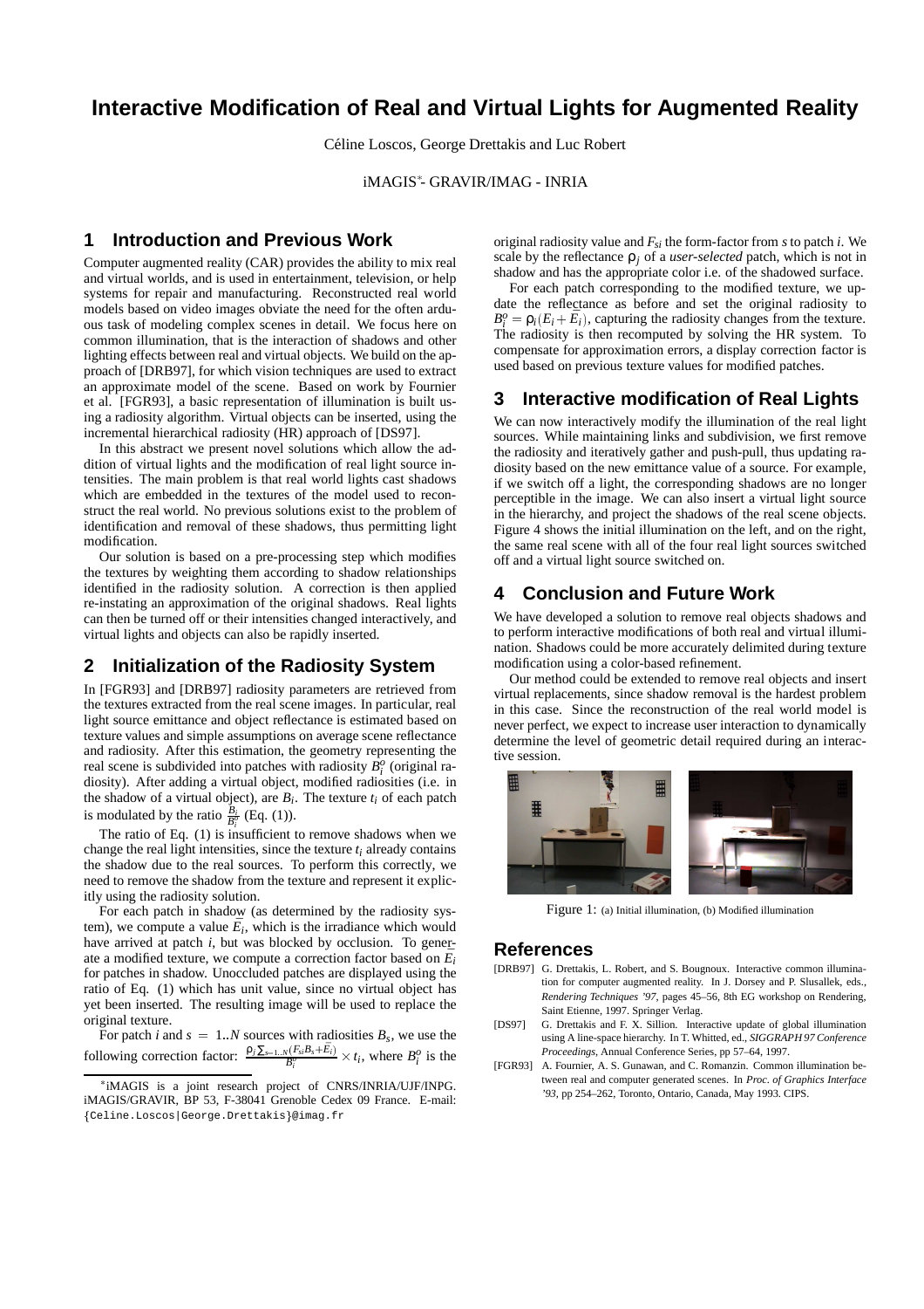# Interactive Modification of Real and Virtual Lights for Augmented Reality

Céline Loscos, George Drettakis and Luc Robert

iMAGIS*- GRAVIR/IMAG - INRIA

## 1 Introduction and Previous Work

Computer augmented reality (CAR) provides the ability to mix real and virtual worlds, and is used in entertainment, television, or help systems for repair and manufacturing. Reconstructed real world models based on video images obviate the need for the often arduous task of modeling complex scenes in detail. We focus here on common illumination, that is the interaction of shadows and other lighting effects between real and virtual objects. We build on the approach of [DRB97], for which vision techniques are used to extract an approximate model of the scene. Based on work by Fournier et al. [FGR93], a basic representation of illumination is built using a radiosity algorithm. Virtual objects can be inserted, using the incremental hierarchical radiosity (HR) approach of [DS97].

In this abstract we present novel solutions which allow the addition of virtual lights and the modification of real light source intensities. The main problem is that real world lights cast shadows which are embedded in the textures of the model used to reconstruct the real world. No previous solutions exist to the problem of identification and removal of these shadows, thus permitting light modification.

Our solution is based on a pre-processing step which modifies the textures by weighting them according to shadow relationships identified in the radiosity solution. A correction is then applied re-instating an approximation of the original shadows. Real lights can then be turned off or their intensities changed interactively, and virtual lights and objects can also be rapidly inserted.

## 2 Initialization of the Radiosity System

In [FGR93] and [DRB97] radiosity parameters are retrieved from the textures extracted from the real scene images. In particular, real light source emittance and object reflectance is estimated based on texture values and simple assumptions on average scene reflectance and radiosity. After this estimation, the geometry representing the real scene is subdivided into patches with radiosity $B_i^o$ (original radiosity). After adding a virtual object, modified radiosities (i.e. in the shadow of a virtual object), are $B_i$. The texture $t_i$ of each patch is modulated by the ratio $\frac{B_i}{B_i^o}$ (Eq. (1)).

The ratio of Eq. (1) is insufficient to remove shadows when we change the real light intensities, since the texture $t_i$ already contains the shadow due to the real sources. To perform this correctly, we need to remove the shadow from the texture and represent it explicitly using the radiosity solution.

For each patch in shadow (as determined by the radiosity system), we compute a value $\overline{E_i}$, which is the irradiance which would have arrived at patch $i$, but was blocked by occlusion. To generate a modified texture, we compute a correction factor based on $\overline{E_i}$ for patches in shadow. Unoccluded patches are displayed using the ratio of Eq. (1) which has unit value, since no virtual object has yet been inserted. The resulting image will be used to replace the original texture.

For patch $i$ and $s = 1..N$ sources with radiosities $B_s$, we use the following correction factor: $\frac{\rho_j \sum_{s=1..N}(F_{si}B_s + \overline{E_i})}{B_i^o} \times t_i$, where $B_i^o$ is the original radiosity value and $F_{si}$ the form-factor from $s$ to patch $i$. We scale by the reflectance $\rho_j$ of a *user-selected* patch, which is not in shadow and has the appropriate color i.e. of the shadowed surface.

For each patch corresponding to the modified texture, we update the reflectance as before and set the original radiosity to $B_i^o = \rho_i(E_i + \overline{E_i})$, capturing the radiosity changes from the texture. The radiosity is then recomputed by solving the HR system. To compensate for approximation errors, a display correction factor is used based on previous texture values for modified patches.

## 3 Interactive modification of Real Lights

We can now interactively modify the illumination of the real light sources. While maintaining links and subdivision, we first remove the radiosity and iteratively gather and push-pull, thus updating radiosity based on the new emittance value of a source. For example, if we switch off a light, the corresponding shadows are no longer perceptible in the image. We can also insert a virtual light source in the hierarchy, and project the shadows of the real scene objects. Figure 4 shows the initial illumination on the left, and on the right, the same real scene with all of the four real light sources switched off and a virtual light source switched on.

## 4 Conclusion and Future Work

We have developed a solution to remove real objects shadows and to perform interactive modifications of both real and virtual illumination. Shadows could be more accurately delimited during texture modification using a color-based refinement.

Our method could be extended to remove real objects and insert virtual replacements, since shadow removal is the hardest problem in this case. Since the reconstruction of the real world model is never perfect, we expect to increase user interaction to dynamically determine the level of geometric detail required during an interactive session.

Figure 1: (a) Initial illumination, (b) Modified illumination

## References

[DRB97] G. Drettakis, L. Robert, and S. Bougnoux. Interactive common illumination for computer augmented reality. In J. Dorsey and P. Slusallek, eds., *Rendering Techniques '97*, pages 45–56, 8th EG workshop on Rendering, Saint Etienne, 1997. Springer Verlag.

[DS97] G. Drettakis and F. X. Sillion. Interactive update of global illumination using A line-space hierarchy. In T. Whitted, ed., *SIGGRAPH 97 Conference Proceedings*, Annual Conference Series, pp 57–64, 1997.

[FGR93] A. Fournier, A. S. Gunawan, and C. Romanzin. Common illumination between real and computer generated scenes. In *Proc. of Graphics Interface '93*, pp 254–262, Toronto, Ontario, Canada, May 1993. CIPS.

*iMAGIS is a joint research project of CNRS/INRIA/UJF/INPG. iMAGIS/GRAVIR, BP 53, F-38041 Grenoble Cedex 09 France. E-mail: {Celine.Loscos|George.Drettakis}@imag.fr